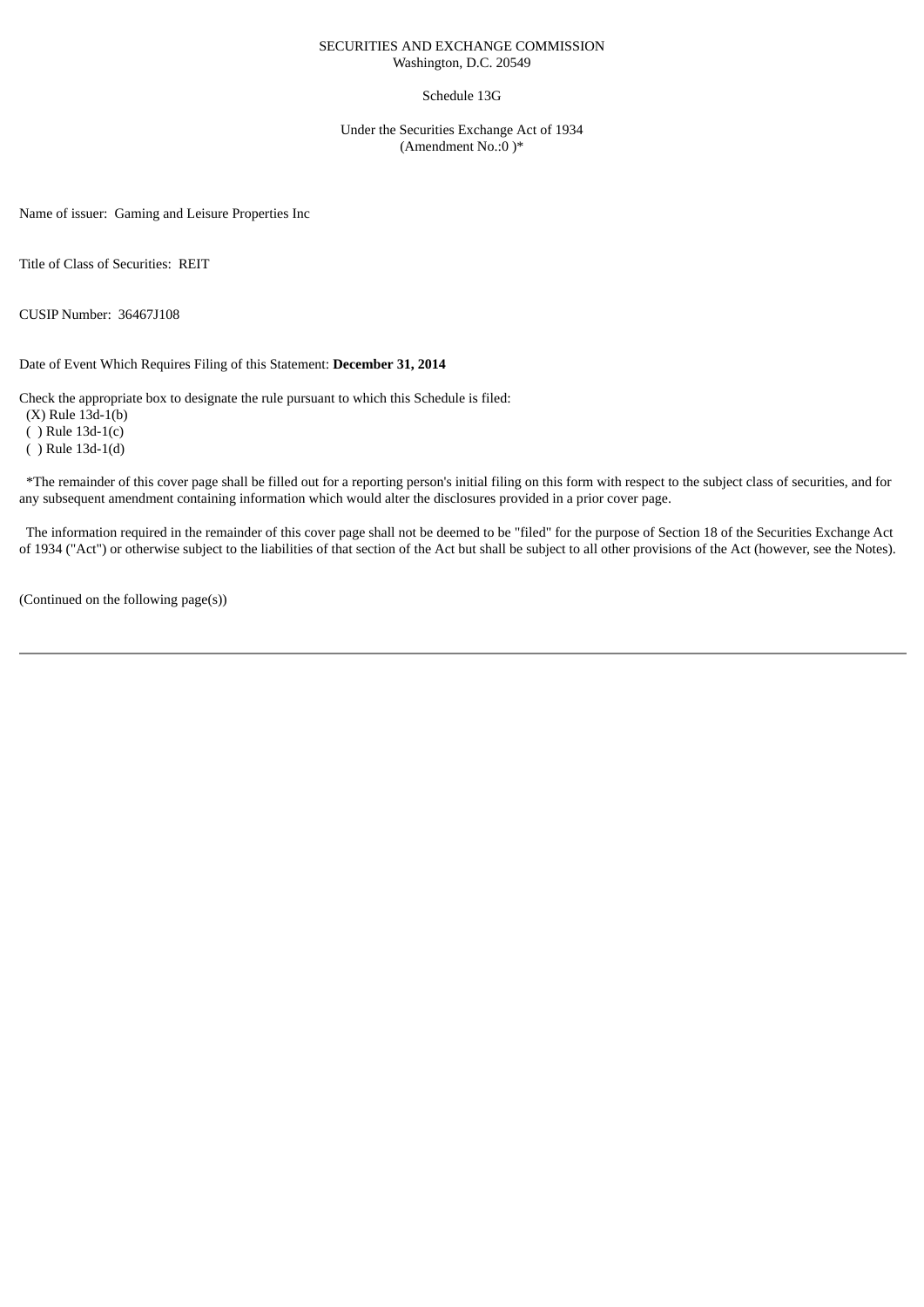SECURITIES AND EXCHANGE COMMISSION
Washington, D.C. 20549

Schedule 13G

Under the Securities Exchange Act of 1934
(Amendment No.:0 )*

Name of issuer: Gaming and Leisure Properties Inc

Title of Class of Securities: REIT

CUSIP Number: 36467J108

Date of Event Which Requires Filing of this Statement: **December 31, 2014**

Check the appropriate box to designate the rule pursuant to which this Schedule is filed:
(X) Rule 13d-1(b)
( ) Rule 13d-1(c)
( ) Rule 13d-1(d)

*The remainder of this cover page shall be filled out for a reporting person's initial filing on this form with respect to the subject class of securities, and for any subsequent amendment containing information which would alter the disclosures provided in a prior cover page.

The information required in the remainder of this cover page shall not be deemed to be "filed" for the purpose of Section 18 of the Securities Exchange Act of 1934 ("Act") or otherwise subject to the liabilities of that section of the Act but shall be subject to all other provisions of the Act (however, see the Notes).

(Continued on the following page(s))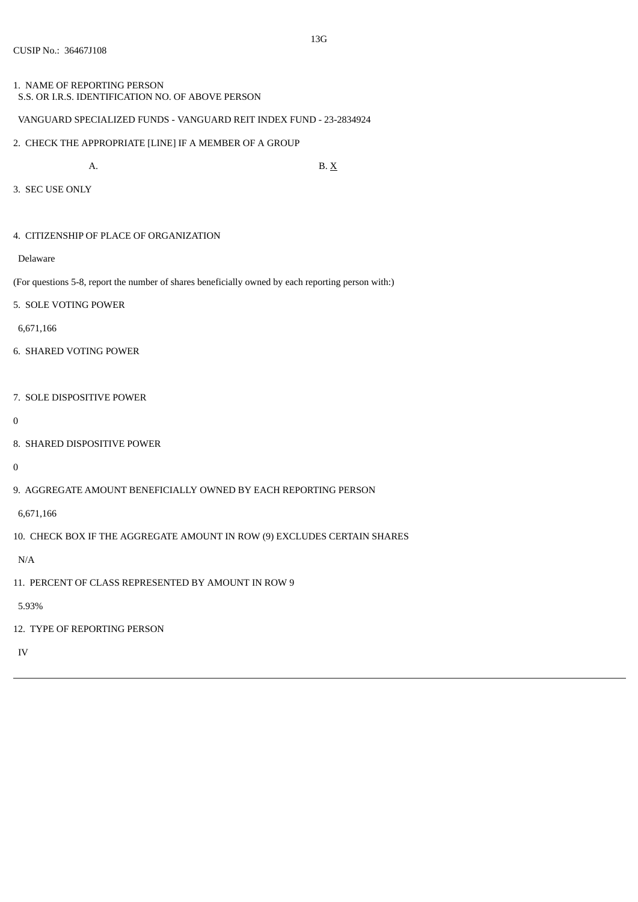13G

CUSIP No.: 36467J108

1. NAME OF REPORTING PERSON
   S.S. OR I.R.S. IDENTIFICATION NO. OF ABOVE PERSON

   VANGUARD SPECIALIZED FUNDS - VANGUARD REIT INDEX FUND - 23-2834924

2. CHECK THE APPROPRIATE [LINE] IF A MEMBER OF A GROUP

   A. B. X

3. SEC USE ONLY

4. CITIZENSHIP OF PLACE OF ORGANIZATION

   Delaware

(For questions 5-8, report the number of shares beneficially owned by each reporting person with:)

5. SOLE VOTING POWER

   6,671,166

6. SHARED VOTING POWER

7. SOLE DISPOSITIVE POWER

0

8. SHARED DISPOSITIVE POWER

0

9. AGGREGATE AMOUNT BENEFICIALLY OWNED BY EACH REPORTING PERSON

   6,671,166

10. CHECK BOX IF THE AGGREGATE AMOUNT IN ROW (9) EXCLUDES CERTAIN SHARES

   N/A

11. PERCENT OF CLASS REPRESENTED BY AMOUNT IN ROW 9

   5.93%

12. TYPE OF REPORTING PERSON

   IV

---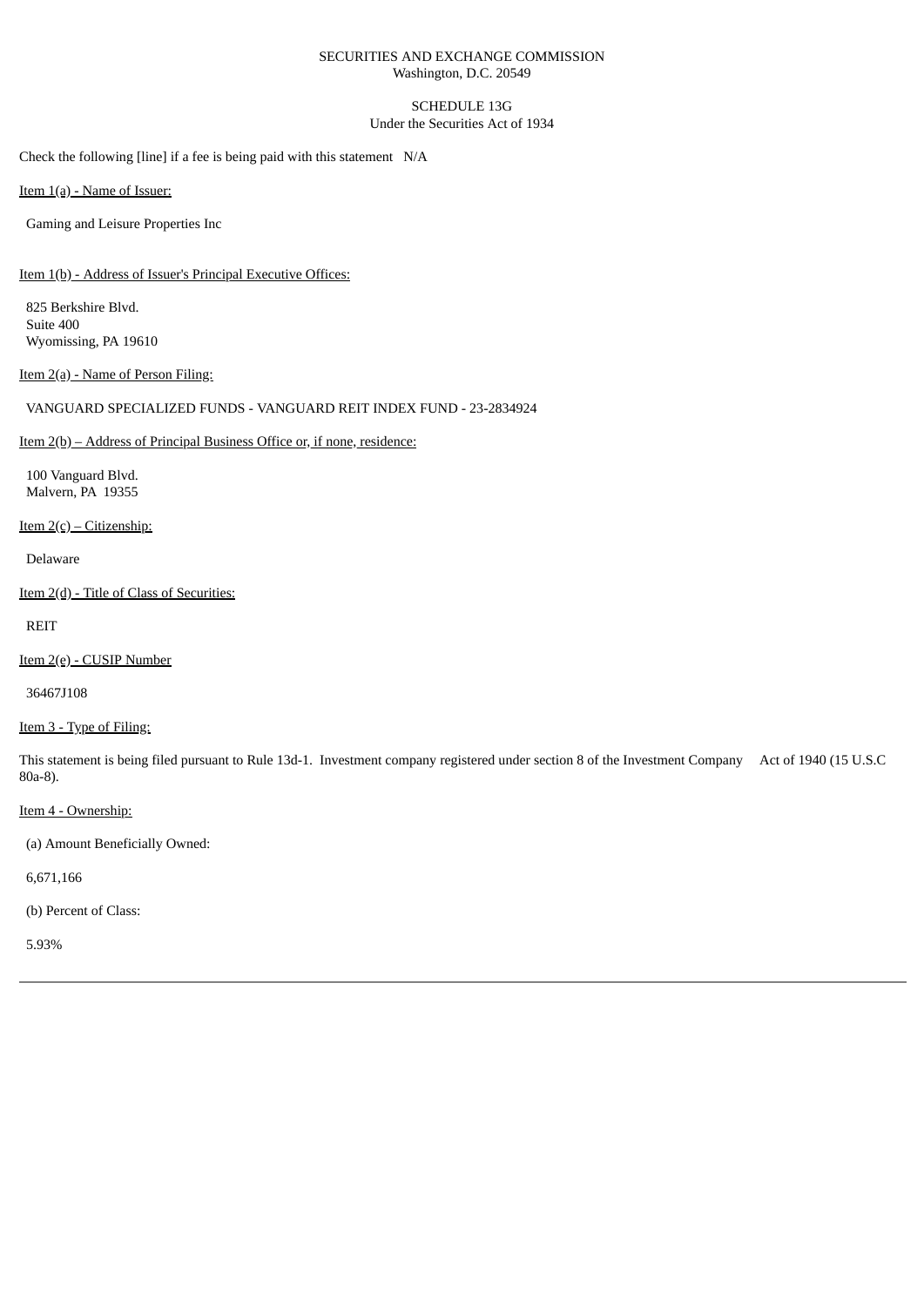SECURITIES AND EXCHANGE COMMISSION
Washington, D.C. 20549

SCHEDULE 13G
Under the Securities Act of 1934

Check the following [line] if a fee is being paid with this statement   N/A

Item 1(a) - Name of Issuer:

Gaming and Leisure Properties Inc

Item 1(b) - Address of Issuer's Principal Executive Offices:

825 Berkshire Blvd.
Suite 400
Wyomissing, PA 19610

Item 2(a) - Name of Person Filing:

VANGUARD SPECIALIZED FUNDS - VANGUARD REIT INDEX FUND - 23-2834924

Item 2(b) – Address of Principal Business Office or, if none, residence:

100 Vanguard Blvd.
Malvern, PA  19355

Item 2(c) – Citizenship:

Delaware

Item 2(d) - Title of Class of Securities:

REIT

Item 2(e) - CUSIP Number

36467J108

Item 3 - Type of Filing:

This statement is being filed pursuant to Rule 13d-1.  Investment company registered under section 8 of the Investment Company     Act of 1940 (15 U.S.C 80a-8).

Item 4 - Ownership:

(a) Amount Beneficially Owned:

6,671,166

(b) Percent of Class:

5.93%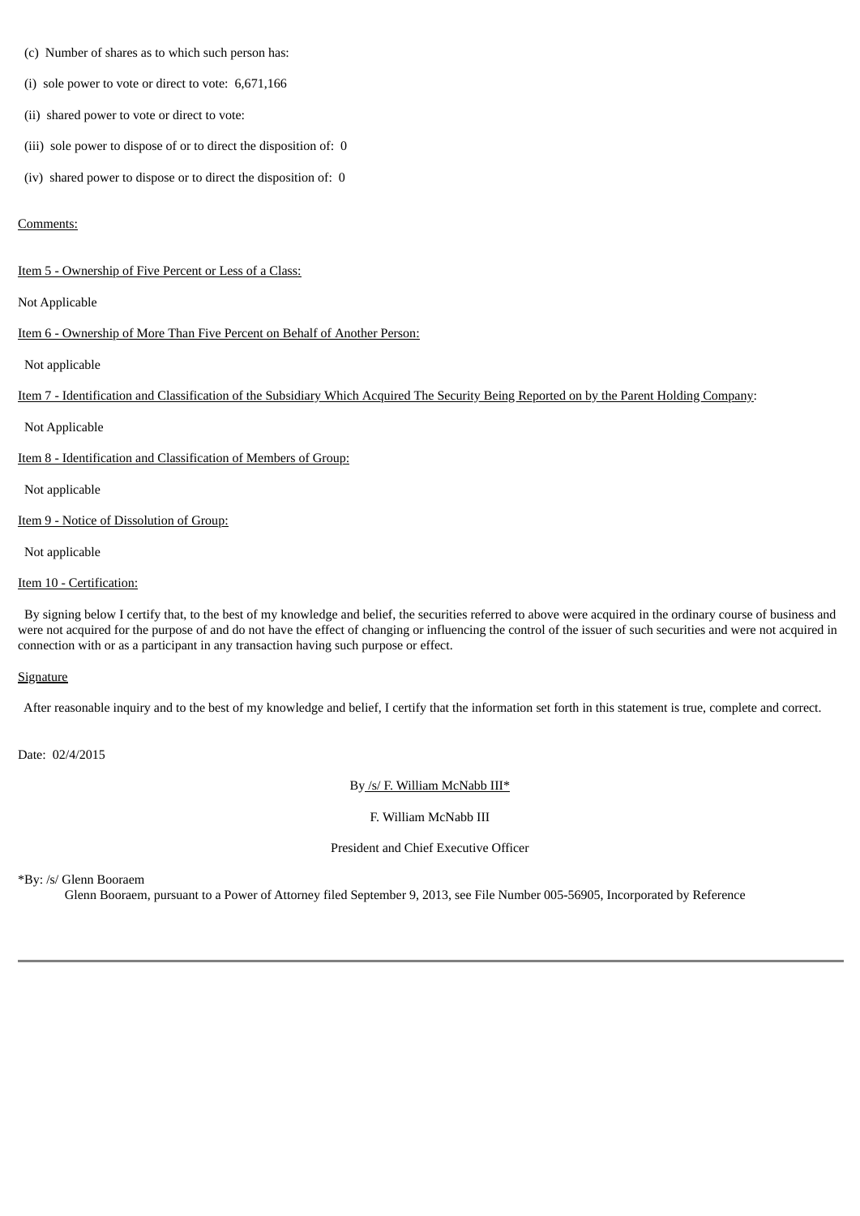(c) Number of shares as to which such person has:

(i) sole power to vote or direct to vote: 6,671,166

(ii) shared power to vote or direct to vote:

(iii) sole power to dispose of or to direct the disposition of: 0

(iv) shared power to dispose or to direct the disposition of: 0

Comments:

Item 5 - Ownership of Five Percent or Less of a Class:

Not Applicable

Item 6 - Ownership of More Than Five Percent on Behalf of Another Person:

Not applicable

Item 7 - Identification and Classification of the Subsidiary Which Acquired The Security Being Reported on by the Parent Holding Company:

Not Applicable

Item 8 - Identification and Classification of Members of Group:

Not applicable

Item 9 - Notice of Dissolution of Group:

Not applicable

Item 10 - Certification:

By signing below I certify that, to the best of my knowledge and belief, the securities referred to above were acquired in the ordinary course of business and were not acquired for the purpose of and do not have the effect of changing or influencing the control of the issuer of such securities and were not acquired in connection with or as a participant in any transaction having such purpose or effect.

Signature

After reasonable inquiry and to the best of my knowledge and belief, I certify that the information set forth in this statement is true, complete and correct.

Date: 02/4/2015

By /s/ F. William McNabb III*

F. William McNabb III

President and Chief Executive Officer

*By: /s/ Glenn Booraem

Glenn Booraem, pursuant to a Power of Attorney filed September 9, 2013, see File Number 005-56905, Incorporated by Reference